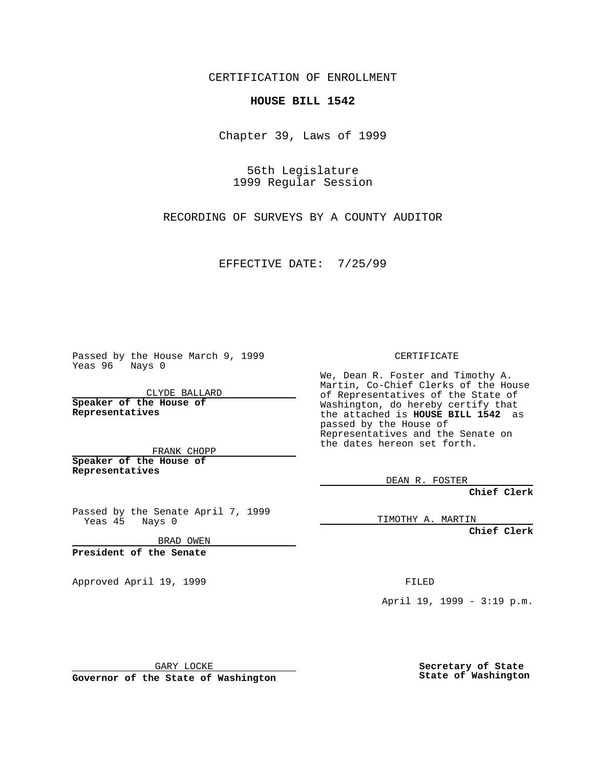CERTIFICATION OF ENROLLMENT

**HOUSE BILL 1542**

Chapter 39, Laws of 1999

56th Legislature
1999 Regular Session

RECORDING OF SURVEYS BY A COUNTY AUDITOR

EFFECTIVE DATE: 7/25/99

Passed by the House March 9, 1999
Yeas 96 Nays 0

CLYDE BALLARD

**Speaker of the House of Representatives**

FRANK CHOPP

**Speaker of the House of Representatives**

Passed by the Senate April 7, 1999
Yeas 45 Nays 0

BRAD OWEN

**President of the Senate**

Approved April 19, 1999

GARY LOCKE

**Governor of the State of Washington**

CERTIFICATE

We, Dean R. Foster and Timothy A. Martin, Co-Chief Clerks of the House of Representatives of the State of Washington, do hereby certify that the attached is **HOUSE BILL 1542** as passed by the House of Representatives and the Senate on the dates hereon set forth.

DEAN R. FOSTER

**Chief Clerk**

TIMOTHY A. MARTIN

**Chief Clerk**

FILED

April 19, 1999 - 3:19 p.m.

**Secretary of State**
**State of Washington**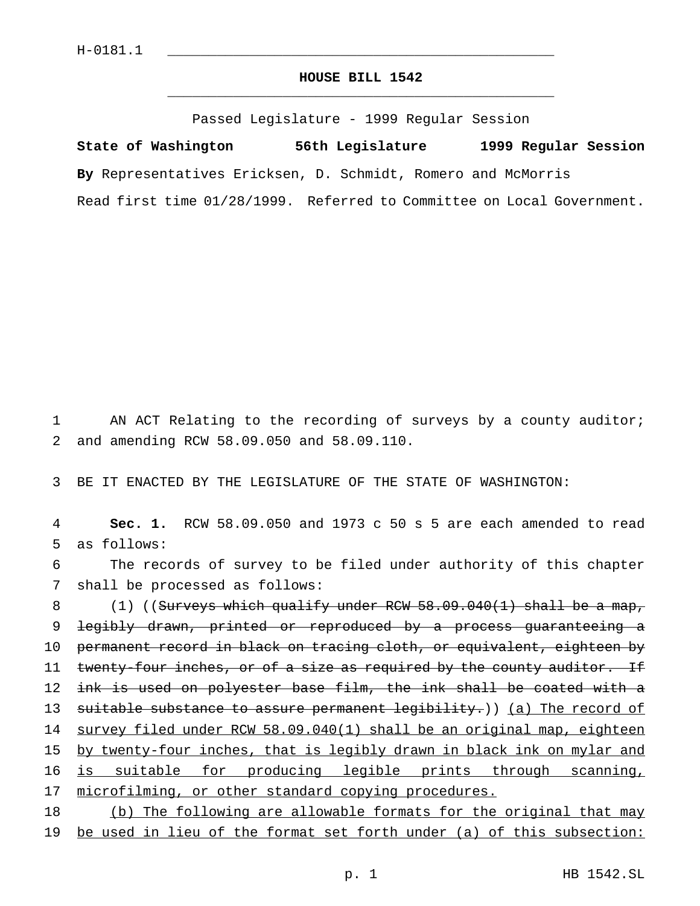H-0181.1

# HOUSE BILL 1542

Passed Legislature - 1999 Regular Session

**State of Washington 56th Legislature 1999 Regular Session**

**By** Representatives Ericksen, D. Schmidt, Romero and McMorris

Read first time 01/28/1999. Referred to Committee on Local Government.

1 AN ACT Relating to the recording of surveys by a county auditor;
2 and amending RCW 58.09.050 and 58.09.110.

3 BE IT ENACTED BY THE LEGISLATURE OF THE STATE OF WASHINGTON:

4 **Sec. 1.** RCW 58.09.050 and 1973 c 50 s 5 are each amended to read
5 as follows:

6 The records of survey to be filed under authority of this chapter
7 shall be processed as follows:

8 (1) ((~~Surveys which qualify under RCW 58.09.040(1) shall be a map,~~
9 ~~legibly drawn, printed or reproduced by a process guaranteeing a~~
10 ~~permanent record in black on tracing cloth, or equivalent, eighteen by~~
11 ~~twenty-four inches, or of a size as required by the county auditor. If~~
12 ~~ink is used on polyester base film, the ink shall be coated with a~~
13 ~~suitable substance to assure permanent legibility.~~)) <u>(a) The record of</u>
14 <u>survey filed under RCW 58.09.040(1) shall be an original map, eighteen</u>
15 <u>by twenty-four inches, that is legibly drawn in black ink on mylar and</u>
16 <u>is suitable for producing legible prints through scanning,</u>
17 <u>microfilming, or other standard copying procedures.</u>

18 <u>(b) The following are allowable formats for the original that may</u>
19 <u>be used in lieu of the format set forth under (a) of this subsection:</u>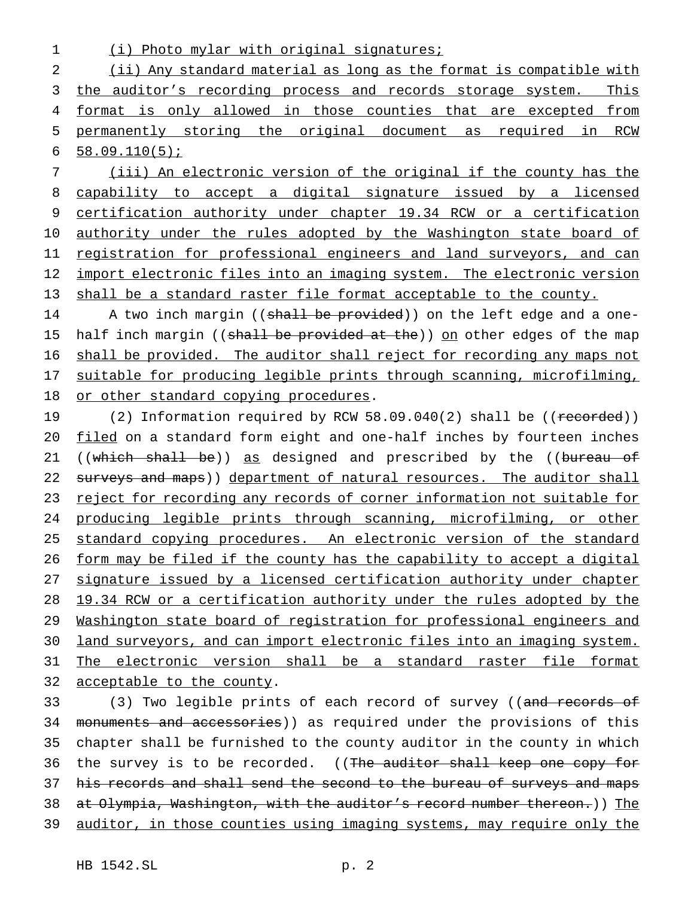(i) Photo mylar with original signatures;

(ii) Any standard material as long as the format is compatible with the auditor's recording process and records storage system. This format is only allowed in those counties that are excepted from permanently storing the original document as required in RCW 58.09.110(5);

(iii) An electronic version of the original if the county has the capability to accept a digital signature issued by a licensed certification authority under chapter 19.34 RCW or a certification authority under the rules adopted by the Washington state board of registration for professional engineers and land surveyors, and can import electronic files into an imaging system. The electronic version shall be a standard raster file format acceptable to the county.

A two inch margin ((~~shall be provided~~)) on the left edge and a one-half inch margin ((~~shall be provided at the~~)) on other edges of the map shall be provided. The auditor shall reject for recording any maps not suitable for producing legible prints through scanning, microfilming, or other standard copying procedures.

(2) Information required by RCW 58.09.040(2) shall be ((~~recorded~~)) filed on a standard form eight and one-half inches by fourteen inches ((~~which shall be~~)) as designed and prescribed by the ((~~bureau of surveys and maps~~)) department of natural resources. The auditor shall reject for recording any records of corner information not suitable for producing legible prints through scanning, microfilming, or other standard copying procedures. An electronic version of the standard form may be filed if the county has the capability to accept a digital signature issued by a licensed certification authority under chapter 19.34 RCW or a certification authority under the rules adopted by the Washington state board of registration for professional engineers and land surveyors, and can import electronic files into an imaging system. The electronic version shall be a standard raster file format acceptable to the county.

(3) Two legible prints of each record of survey ((~~and records of monuments and accessories~~)) as required under the provisions of this chapter shall be furnished to the county auditor in the county in which the survey is to be recorded. ((~~The auditor shall keep one copy for his records and shall send the second to the bureau of surveys and maps at Olympia, Washington, with the auditor's record number thereon.~~)) The auditor, in those counties using imaging systems, may require only the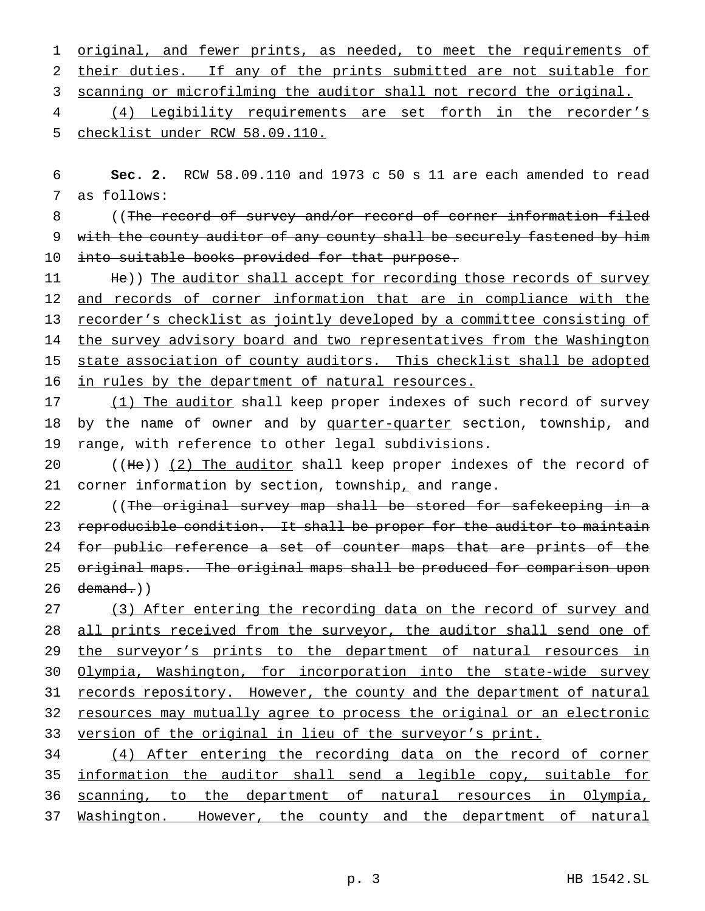original, and fewer prints, as needed, to meet the requirements of their duties. If any of the prints submitted are not suitable for scanning or microfilming the auditor shall not record the original.

(4) Legibility requirements are set forth in the recorder's checklist under RCW 58.09.110.

**Sec. 2.** RCW 58.09.110 and 1973 c 50 s 11 are each amended to read as follows:

((~~The record of survey and/or record of corner information filed with the county auditor of any county shall be securely fastened by him into suitable books provided for that purpose.~~

~~He~~)) The auditor shall accept for recording those records of survey and records of corner information that are in compliance with the recorder's checklist as jointly developed by a committee consisting of the survey advisory board and two representatives from the Washington state association of county auditors. This checklist shall be adopted in rules by the department of natural resources.

(1) The auditor shall keep proper indexes of such record of survey by the name of owner and by quarter-quarter section, township, and range, with reference to other legal subdivisions.

((~~He~~)) (2) The auditor shall keep proper indexes of the record of corner information by section, township, and range.

((~~The original survey map shall be stored for safekeeping in a reproducible condition. It shall be proper for the auditor to maintain for public reference a set of counter maps that are prints of the original maps. The original maps shall be produced for comparison upon demand.~~))

(3) After entering the recording data on the record of survey and all prints received from the surveyor, the auditor shall send one of the surveyor's prints to the department of natural resources in Olympia, Washington, for incorporation into the state-wide survey records repository. However, the county and the department of natural resources may mutually agree to process the original or an electronic version of the original in lieu of the surveyor's print.

(4) After entering the recording data on the record of corner information the auditor shall send a legible copy, suitable for scanning, to the department of natural resources in Olympia, Washington. However, the county and the department of natural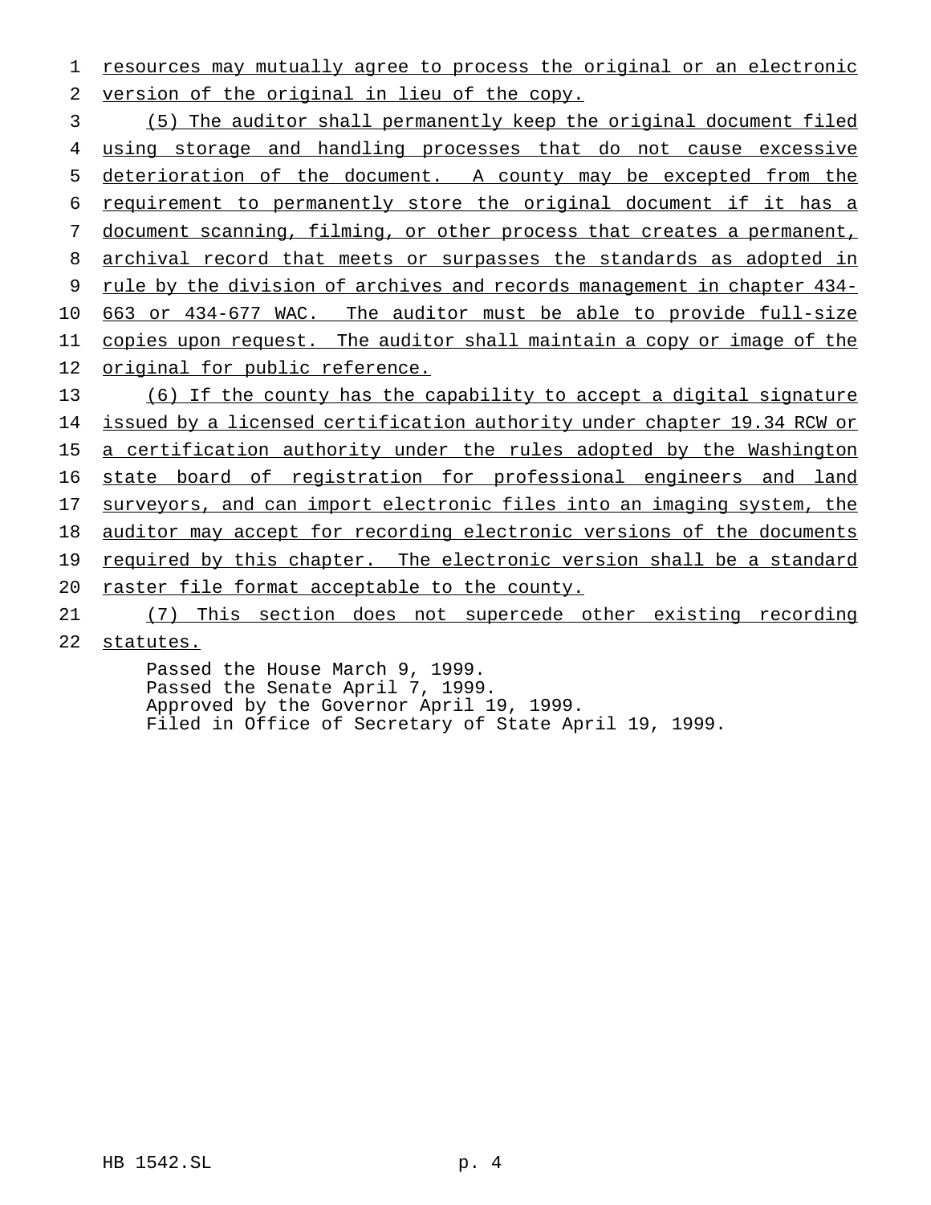resources may mutually agree to process the original or an electronic version of the original in lieu of the copy.

(5) The auditor shall permanently keep the original document filed using storage and handling processes that do not cause excessive deterioration of the document. A county may be excepted from the requirement to permanently store the original document if it has a document scanning, filming, or other process that creates a permanent, archival record that meets or surpasses the standards as adopted in rule by the division of archives and records management in chapter 434-663 or 434-677 WAC. The auditor must be able to provide full-size copies upon request. The auditor shall maintain a copy or image of the original for public reference.

(6) If the county has the capability to accept a digital signature issued by a licensed certification authority under chapter 19.34 RCW or a certification authority under the rules adopted by the Washington state board of registration for professional engineers and land surveyors, and can import electronic files into an imaging system, the auditor may accept for recording electronic versions of the documents required by this chapter. The electronic version shall be a standard raster file format acceptable to the county.

(7) This section does not supercede other existing recording statutes.

Passed the House March 9, 1999.
Passed the Senate April 7, 1999.
Approved by the Governor April 19, 1999.
Filed in Office of Secretary of State April 19, 1999.